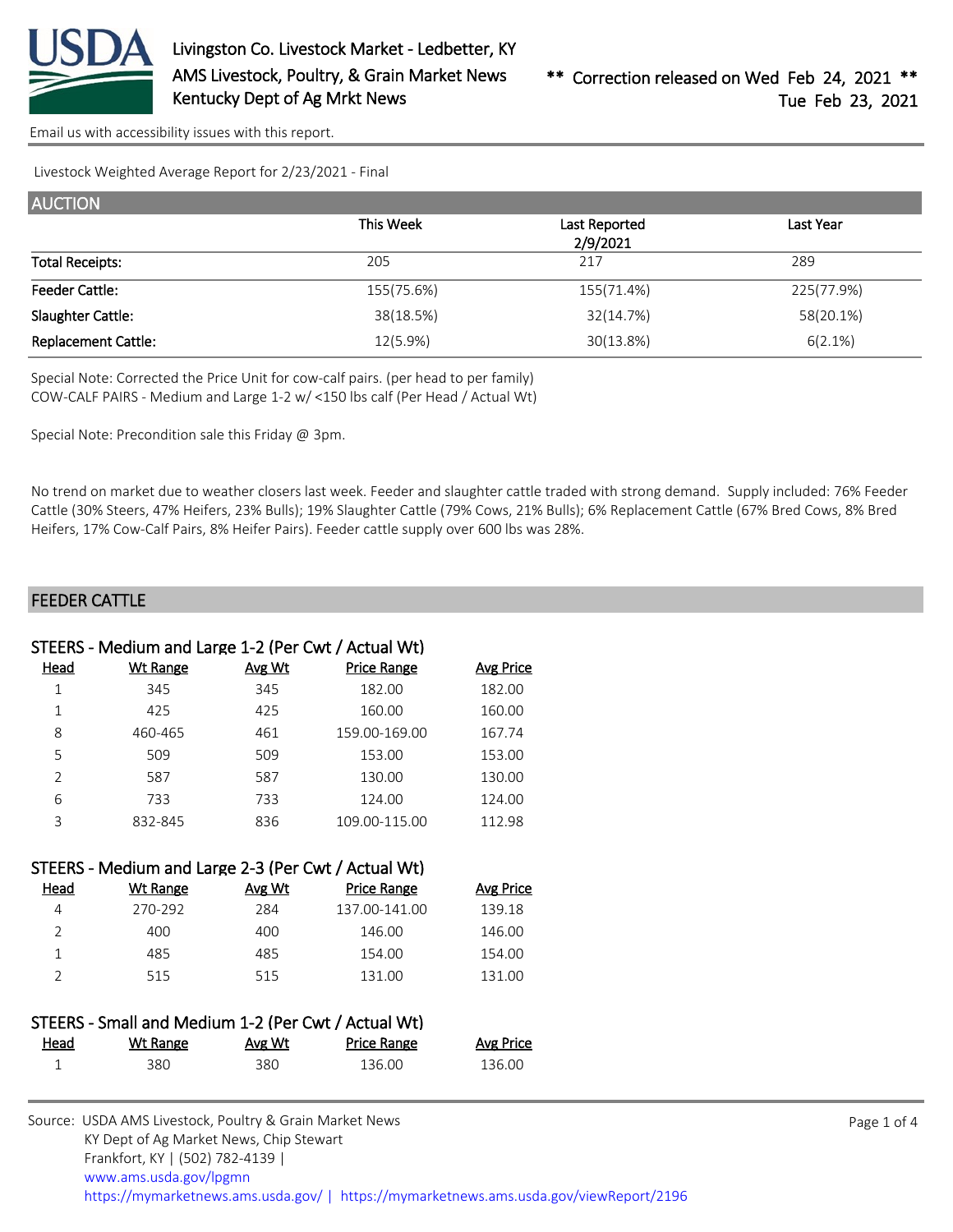Livingston Co. Livestock Market - Ledbetter, KY
AMS Livestock, Poultry, & Grain Market News
Kentucky Dept of Ag Mrkt News

** Correction released on Wed Feb 24, 2021 **
Tue Feb 23, 2021

Email us with accessibility issues with this report.

Livestock Weighted Average Report for 2/23/2021 - Final

## AUCTION

| | This Week | Last Reported 2/9/2021 | Last Year |
|---|---|---|---|
| Total Receipts: | 205 | 217 | 289 |
| Feeder Cattle: | 155(75.6%) | 155(71.4%) | 225(77.9%) |
| Slaughter Cattle: | 38(18.5%) | 32(14.7%) | 58(20.1%) |
| Replacement Cattle: | 12(5.9%) | 30(13.8%) | 6(2.1%) |

Special Note: Corrected the Price Unit for cow-calf pairs. (per head to per family)
COW-CALF PAIRS - Medium and Large 1-2 w/ <150 lbs calf (Per Head / Actual Wt)

Special Note: Precondition sale this Friday @ 3pm.

No trend on market due to weather closers last week. Feeder and slaughter cattle traded with strong demand. Supply included: 76% Feeder Cattle (30% Steers, 47% Heifers, 23% Bulls); 19% Slaughter Cattle (79% Cows, 21% Bulls); 6% Replacement Cattle (67% Bred Cows, 8% Bred Heifers, 17% Cow-Calf Pairs, 8% Heifer Pairs). Feeder cattle supply over 600 lbs was 28%.

## FEEDER CATTLE

### STEERS - Medium and Large 1-2 (Per Cwt / Actual Wt)

| Head | Wt Range | Avg Wt | Price Range | Avg Price |
|---|---|---|---|---|
| 1 | 345 | 345 | 182.00 | 182.00 |
| 1 | 425 | 425 | 160.00 | 160.00 |
| 8 | 460-465 | 461 | 159.00-169.00 | 167.74 |
| 5 | 509 | 509 | 153.00 | 153.00 |
| 2 | 587 | 587 | 130.00 | 130.00 |
| 6 | 733 | 733 | 124.00 | 124.00 |
| 3 | 832-845 | 836 | 109.00-115.00 | 112.98 |

### STEERS - Medium and Large 2-3 (Per Cwt / Actual Wt)

| Head | Wt Range | Avg Wt | Price Range | Avg Price |
|---|---|---|---|---|
| 4 | 270-292 | 284 | 137.00-141.00 | 139.18 |
| 2 | 400 | 400 | 146.00 | 146.00 |
| 1 | 485 | 485 | 154.00 | 154.00 |
| 2 | 515 | 515 | 131.00 | 131.00 |

### STEERS - Small and Medium 1-2 (Per Cwt / Actual Wt)

| Head | Wt Range | Avg Wt | Price Range | Avg Price |
|---|---|---|---|---|
| 1 | 380 | 380 | 136.00 | 136.00 |

Source: USDA AMS Livestock, Poultry & Grain Market News
KY Dept of Ag Market News, Chip Stewart
Frankfort, KY | (502) 782-4139 |
www.ams.usda.gov/lpgmn
https://mymarketnews.ams.usda.gov/ | https://mymarketnews.ams.usda.gov/viewReport/2196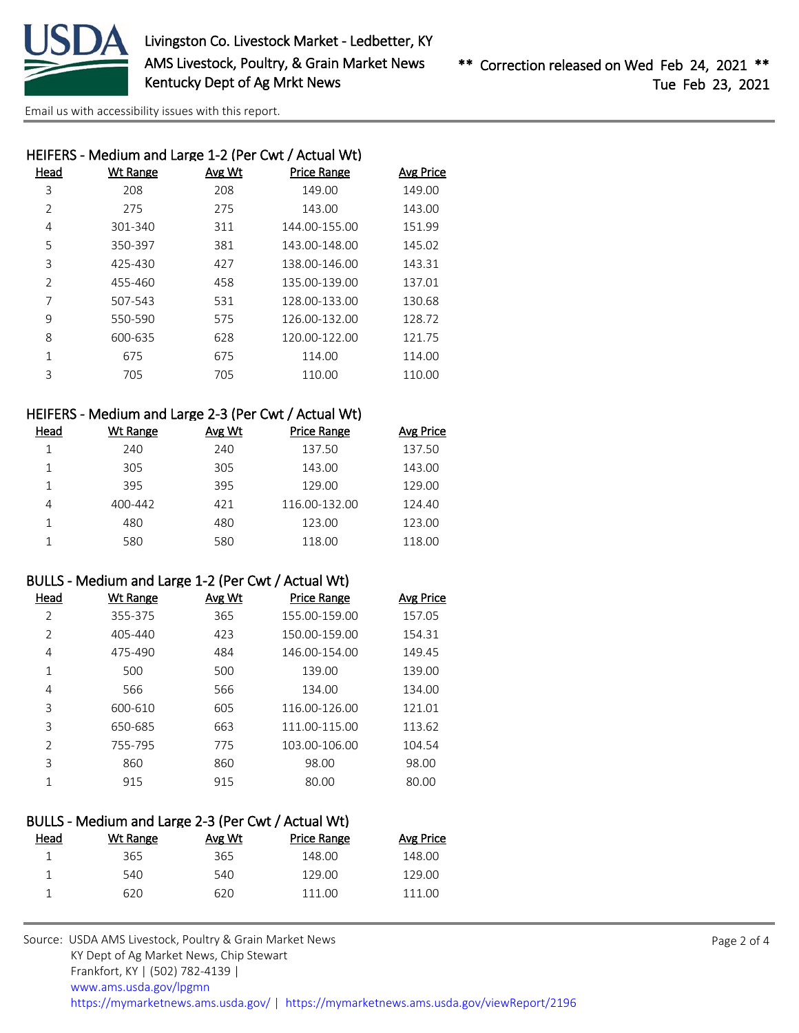## HEIFERS - Medium and Large 1-2 (Per Cwt / Actual Wt)

| Head | Wt Range | Avg Wt | Price Range | Avg Price |
|---|---|---|---|---|
| 3 | 208 | 208 | 149.00 | 149.00 |
| 2 | 275 | 275 | 143.00 | 143.00 |
| 4 | 301-340 | 311 | 144.00-155.00 | 151.99 |
| 5 | 350-397 | 381 | 143.00-148.00 | 145.02 |
| 3 | 425-430 | 427 | 138.00-146.00 | 143.31 |
| 2 | 455-460 | 458 | 135.00-139.00 | 137.01 |
| 7 | 507-543 | 531 | 128.00-133.00 | 130.68 |
| 9 | 550-590 | 575 | 126.00-132.00 | 128.72 |
| 8 | 600-635 | 628 | 120.00-122.00 | 121.75 |
| 1 | 675 | 675 | 114.00 | 114.00 |
| 3 | 705 | 705 | 110.00 | 110.00 |

## HEIFERS - Medium and Large 2-3 (Per Cwt / Actual Wt)

| Head | Wt Range | Avg Wt | Price Range | Avg Price |
|---|---|---|---|---|
| 1 | 240 | 240 | 137.50 | 137.50 |
| 1 | 305 | 305 | 143.00 | 143.00 |
| 1 | 395 | 395 | 129.00 | 129.00 |
| 4 | 400-442 | 421 | 116.00-132.00 | 124.40 |
| 1 | 480 | 480 | 123.00 | 123.00 |
| 1 | 580 | 580 | 118.00 | 118.00 |

## BULLS - Medium and Large 1-2 (Per Cwt / Actual Wt)

| Head | Wt Range | Avg Wt | Price Range | Avg Price |
|---|---|---|---|---|
| 2 | 355-375 | 365 | 155.00-159.00 | 157.05 |
| 2 | 405-440 | 423 | 150.00-159.00 | 154.31 |
| 4 | 475-490 | 484 | 146.00-154.00 | 149.45 |
| 1 | 500 | 500 | 139.00 | 139.00 |
| 4 | 566 | 566 | 134.00 | 134.00 |
| 3 | 600-610 | 605 | 116.00-126.00 | 121.01 |
| 3 | 650-685 | 663 | 111.00-115.00 | 113.62 |
| 2 | 755-795 | 775 | 103.00-106.00 | 104.54 |
| 3 | 860 | 860 | 98.00 | 98.00 |
| 1 | 915 | 915 | 80.00 | 80.00 |

## BULLS - Medium and Large 2-3 (Per Cwt / Actual Wt)

| Head | Wt Range | Avg Wt | Price Range | Avg Price |
|---|---|---|---|---|
| 1 | 365 | 365 | 148.00 | 148.00 |
| 1 | 540 | 540 | 129.00 | 129.00 |
| 1 | 620 | 620 | 111.00 | 111.00 |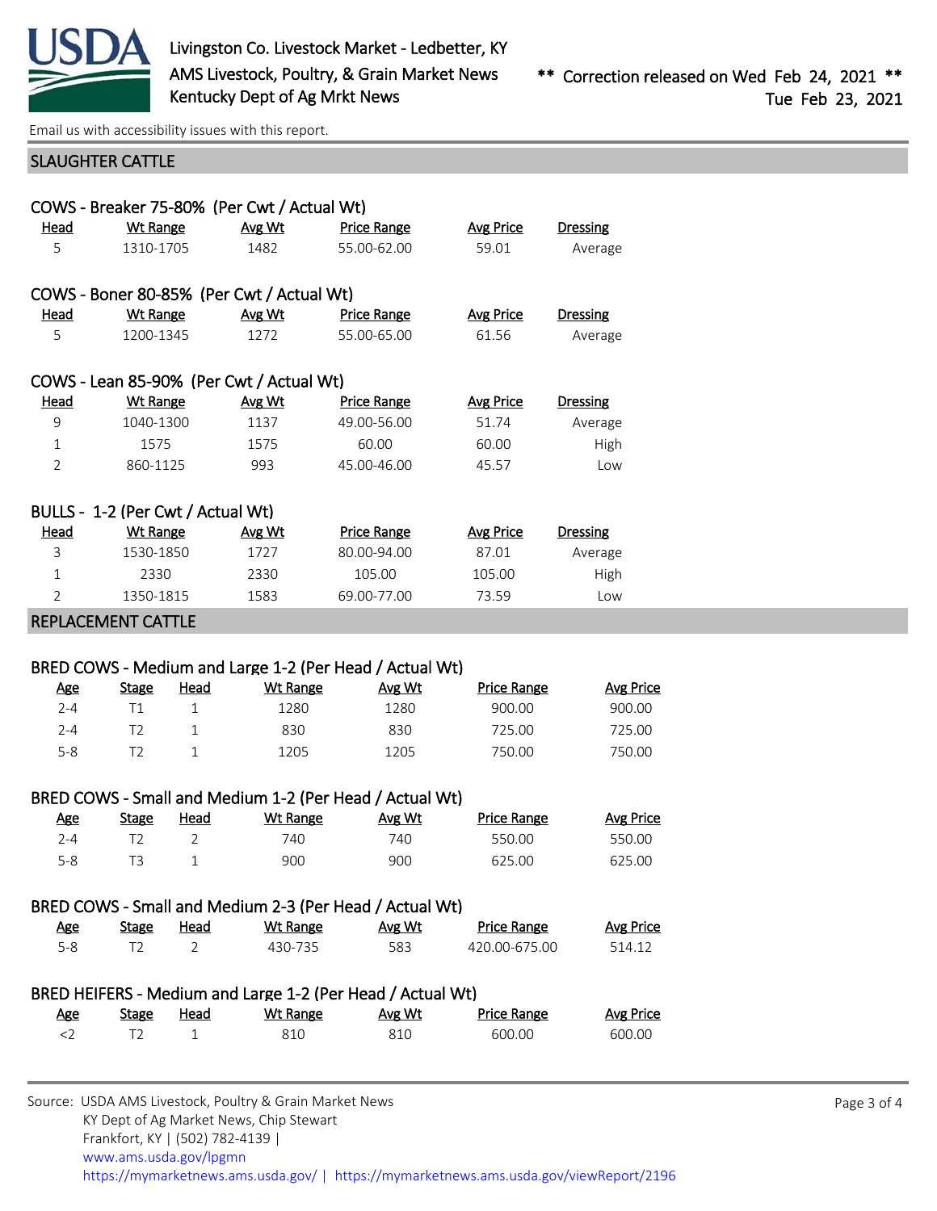Livingston Co. Livestock Market - Ledbetter, KY
AMS Livestock, Poultry, & Grain Market News
Kentucky Dept of Ag Mrkt News

** Correction released on Wed Feb 24, 2021 **
Tue Feb 23, 2021

Email us with accessibility issues with this report.

## SLAUGHTER CATTLE

### COWS - Breaker 75-80% (Per Cwt / Actual Wt)

| Head | Wt Range | Avg Wt | Price Range | Avg Price | Dressing |
|---|---|---|---|---|---|
| 5 | 1310-1705 | 1482 | 55.00-62.00 | 59.01 | Average |

### COWS - Boner 80-85% (Per Cwt / Actual Wt)

| Head | Wt Range | Avg Wt | Price Range | Avg Price | Dressing |
|---|---|---|---|---|---|
| 5 | 1200-1345 | 1272 | 55.00-65.00 | 61.56 | Average |

### COWS - Lean 85-90% (Per Cwt / Actual Wt)

| Head | Wt Range | Avg Wt | Price Range | Avg Price | Dressing |
|---|---|---|---|---|---|
| 9 | 1040-1300 | 1137 | 49.00-56.00 | 51.74 | Average |
| 1 | 1575 | 1575 | 60.00 | 60.00 | High |
| 2 | 860-1125 | 993 | 45.00-46.00 | 45.57 | Low |

### BULLS - 1-2 (Per Cwt / Actual Wt)

| Head | Wt Range | Avg Wt | Price Range | Avg Price | Dressing |
|---|---|---|---|---|---|
| 3 | 1530-1850 | 1727 | 80.00-94.00 | 87.01 | Average |
| 1 | 2330 | 2330 | 105.00 | 105.00 | High |
| 2 | 1350-1815 | 1583 | 69.00-77.00 | 73.59 | Low |

## REPLACEMENT CATTLE

### BRED COWS - Medium and Large 1-2 (Per Head / Actual Wt)

| Age | Stage | Head | Wt Range | Avg Wt | Price Range | Avg Price |
|---|---|---|---|---|---|---|
| 2-4 | T1 | 1 | 1280 | 1280 | 900.00 | 900.00 |
| 2-4 | T2 | 1 | 830 | 830 | 725.00 | 725.00 |
| 5-8 | T2 | 1 | 1205 | 1205 | 750.00 | 750.00 |

### BRED COWS - Small and Medium 1-2 (Per Head / Actual Wt)

| Age | Stage | Head | Wt Range | Avg Wt | Price Range | Avg Price |
|---|---|---|---|---|---|---|
| 2-4 | T2 | 2 | 740 | 740 | 550.00 | 550.00 |
| 5-8 | T3 | 1 | 900 | 900 | 625.00 | 625.00 |

### BRED COWS - Small and Medium 2-3 (Per Head / Actual Wt)

| Age | Stage | Head | Wt Range | Avg Wt | Price Range | Avg Price |
|---|---|---|---|---|---|---|
| 5-8 | T2 | 2 | 430-735 | 583 | 420.00-675.00 | 514.12 |

### BRED HEIFERS - Medium and Large 1-2 (Per Head / Actual Wt)

| Age | Stage | Head | Wt Range | Avg Wt | Price Range | Avg Price |
|---|---|---|---|---|---|---|
| <2 | T2 | 1 | 810 | 810 | 600.00 | 600.00 |

Source: USDA AMS Livestock, Poultry & Grain Market News
KY Dept of Ag Market News, Chip Stewart
Frankfort, KY | (502) 782-4139 |
www.ams.usda.gov/lpgmn
https://mymarketnews.ams.usda.gov/ | https://mymarketnews.ams.usda.gov/viewReport/2196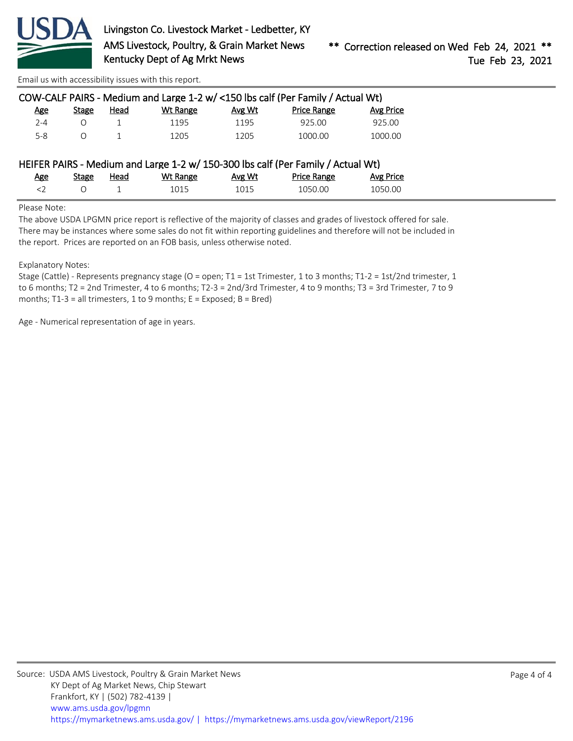Email us with accessibility issues with this report.

## COW-CALF PAIRS - Medium and Large 1-2 w/ <150 lbs calf (Per Family / Actual Wt)

| Age | Stage | Head | Wt Range | Avg Wt | Price Range | Avg Price |
|---|---|---|---|---|---|---|
| 2-4 | O | 1 | 1195 | 1195 | 925.00 | 925.00 |
| 5-8 | O | 1 | 1205 | 1205 | 1000.00 | 1000.00 |

## HEIFER PAIRS - Medium and Large 1-2 w/ 150-300 lbs calf (Per Family / Actual Wt)

| Age | Stage | Head | Wt Range | Avg Wt | Price Range | Avg Price |
|---|---|---|---|---|---|---|
| <2 | O | 1 | 1015 | 1015 | 1050.00 | 1050.00 |

Please Note:

The above USDA LPGMN price report is reflective of the majority of classes and grades of livestock offered for sale. There may be instances where some sales do not fit within reporting guidelines and therefore will not be included in the report. Prices are reported on an FOB basis, unless otherwise noted.

Explanatory Notes:

Stage (Cattle) - Represents pregnancy stage (O = open; T1 = 1st Trimester, 1 to 3 months; T1-2 = 1st/2nd trimester, 1 to 6 months; T2 = 2nd Trimester, 4 to 6 months; T2-3 = 2nd/3rd Trimester, 4 to 9 months; T3 = 3rd Trimester, 7 to 9 months; T1-3 = all trimesters, 1 to 9 months; E = Exposed; B = Bred)

Age - Numerical representation of age in years.

Source: USDA AMS Livestock, Poultry & Grain Market News
KY Dept of Ag Market News, Chip Stewart
Frankfort, KY | (502) 782-4139 |
www.ams.usda.gov/lpgmn
https://mymarketnews.ams.usda.gov/ | https://mymarketnews.ams.usda.gov/viewReport/2196